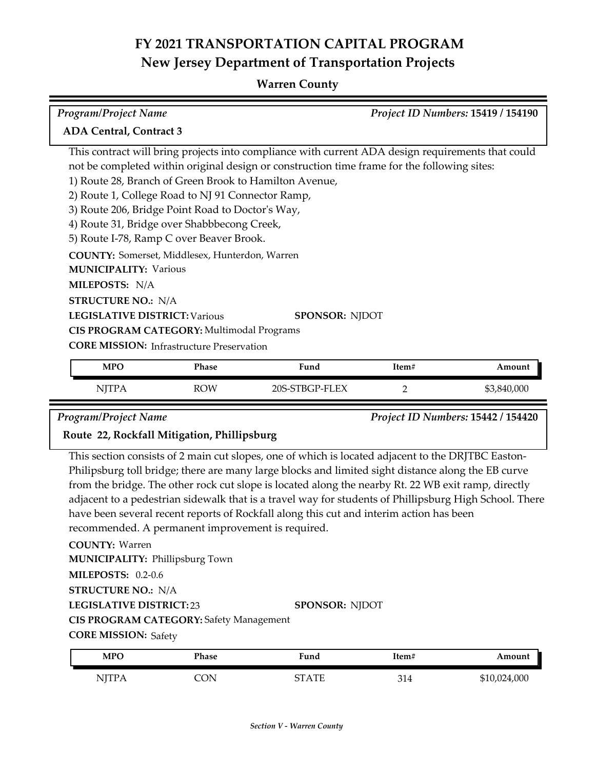# FY 2021 TRANSPORTATION CAPITAL PROGRAM
## New Jersey Department of Transportation Projects

### Warren County

*Program/Project Name* — *Project ID Numbers:* **15419 / 154190**

**ADA Central, Contract 3**

This contract will bring projects into compliance with current ADA design requirements that could not be completed within original design or construction time frame for the following sites:
1) Route 28, Branch of Green Brook to Hamilton Avenue,
2) Route 1, College Road to NJ 91 Connector Ramp,
3) Route 206, Bridge Point Road to Doctor's Way,
4) Route 31, Bridge over Shabbbecong Creek,
5) Route I-78, Ramp C over Beaver Brook.

**COUNTY:** Somerset, Middlesex, Hunterdon, Warren
**MUNICIPALITY:** Various
**MILEPOSTS:** N/A
**STRUCTURE NO.:** N/A
**LEGISLATIVE DISTRICT:** Various
**SPONSOR:** NJDOT
**CIS PROGRAM CATEGORY:** Multimodal Programs
**CORE MISSION:** Infrastructure Preservation

| MPO | Phase | Fund | Item# | Amount |
|---|---|---|---|---|
| NJTPA | ROW | 20S-STBGP-FLEX | 2 | $3,840,000 |

*Program/Project Name* — *Project ID Numbers:* **15442 / 154420**

**Route 22, Rockfall Mitigation, Phillipsburg**

This section consists of 2 main cut slopes, one of which is located adjacent to the DRJTBC Easton-Philipsburg toll bridge; there are many large blocks and limited sight distance along the EB curve from the bridge. The other rock cut slope is located along the nearby Rt. 22 WB exit ramp, directly adjacent to a pedestrian sidewalk that is a travel way for students of Phillipsburg High School. There have been several recent reports of Rockfall along this cut and interim action has been recommended. A permanent improvement is required.

**COUNTY:** Warren
**MUNICIPALITY:** Phillipsburg Town
**MILEPOSTS:** 0.2-0.6
**STRUCTURE NO.:** N/A
**LEGISLATIVE DISTRICT:** 23
**SPONSOR:** NJDOT
**CIS PROGRAM CATEGORY:** Safety Management
**CORE MISSION:** Safety

| MPO | Phase | Fund | Item# | Amount |
|---|---|---|---|---|
| NJTPA | CON | STATE | 314 | $10,024,000 |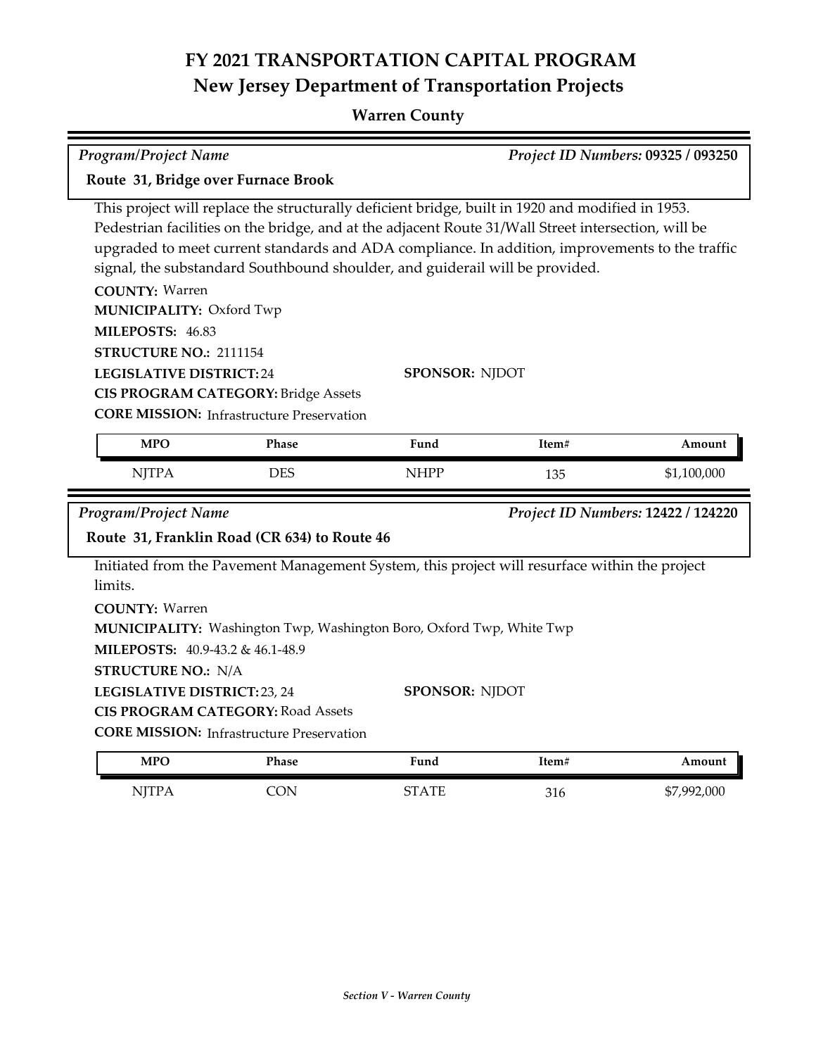# FY 2021 TRANSPORTATION CAPITAL PROGRAM
## New Jersey Department of Transportation Projects

### Warren County

*Program/Project Name* — *Project ID Numbers:* **09325 / 093250**

**Route 31, Bridge over Furnace Brook**

This project will replace the structurally deficient bridge, built in 1920 and modified in 1953. Pedestrian facilities on the bridge, and at the adjacent Route 31/Wall Street intersection, will be upgraded to meet current standards and ADA compliance. In addition, improvements to the traffic signal, the substandard Southbound shoulder, and guiderail will be provided.

**COUNTY:** Warren
**MUNICIPALITY:** Oxford Twp
**MILEPOSTS:** 46.83
**STRUCTURE NO.:** 2111154
**LEGISLATIVE DISTRICT:** 24
**SPONSOR:** NJDOT
**CIS PROGRAM CATEGORY:** Bridge Assets
**CORE MISSION:** Infrastructure Preservation

| MPO | Phase | Fund | Item# | Amount |
|---|---|---|---|---|
| NJTPA | DES | NHPP | 135 | $1,100,000 |

*Program/Project Name* — *Project ID Numbers:* **12422 / 124220**

**Route 31, Franklin Road (CR 634) to Route 46**

Initiated from the Pavement Management System, this project will resurface within the project limits.

**COUNTY:** Warren
**MUNICIPALITY:** Washington Twp, Washington Boro, Oxford Twp, White Twp
**MILEPOSTS:** 40.9-43.2 & 46.1-48.9
**STRUCTURE NO.:** N/A
**LEGISLATIVE DISTRICT:** 23, 24
**SPONSOR:** NJDOT
**CIS PROGRAM CATEGORY:** Road Assets
**CORE MISSION:** Infrastructure Preservation

| MPO | Phase | Fund | Item# | Amount |
|---|---|---|---|---|
| NJTPA | CON | STATE | 316 | $7,992,000 |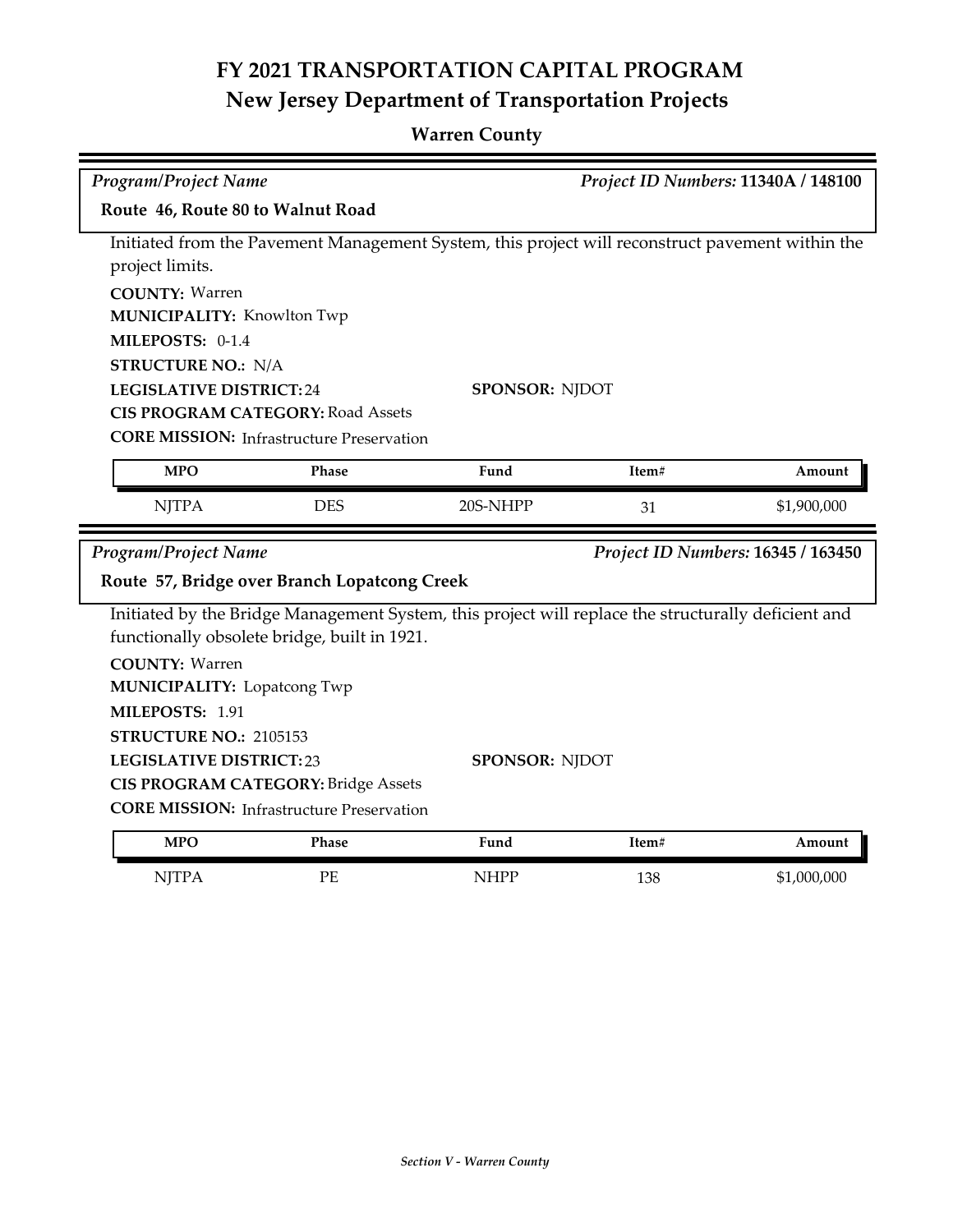# FY 2021 TRANSPORTATION CAPITAL PROGRAM
## New Jersey Department of Transportation Projects

### Warren County

*Program/Project Name* *Project ID Numbers:* **11340A / 148100**

**Route 46, Route 80 to Walnut Road**

Initiated from the Pavement Management System, this project will reconstruct pavement within the project limits.

**COUNTY:** Warren
**MUNICIPALITY:** Knowlton Twp
**MILEPOSTS:** 0-1.4
**STRUCTURE NO.:** N/A
**LEGISLATIVE DISTRICT:** 24
**SPONSOR:** NJDOT
**CIS PROGRAM CATEGORY:** Road Assets
**CORE MISSION:** Infrastructure Preservation

| MPO | Phase | Fund | Item# | Amount |
|---|---|---|---|---|
| NJTPA | DES | 20S-NHPP | 31 | $1,900,000 |

*Program/Project Name* *Project ID Numbers:* **16345 / 163450**

**Route 57, Bridge over Branch Lopatcong Creek**

Initiated by the Bridge Management System, this project will replace the structurally deficient and functionally obsolete bridge, built in 1921.

**COUNTY:** Warren
**MUNICIPALITY:** Lopatcong Twp
**MILEPOSTS:** 1.91
**STRUCTURE NO.:** 2105153
**LEGISLATIVE DISTRICT:** 23
**SPONSOR:** NJDOT
**CIS PROGRAM CATEGORY:** Bridge Assets
**CORE MISSION:** Infrastructure Preservation

| MPO | Phase | Fund | Item# | Amount |
|---|---|---|---|---|
| NJTPA | PE | NHPP | 138 | $1,000,000 |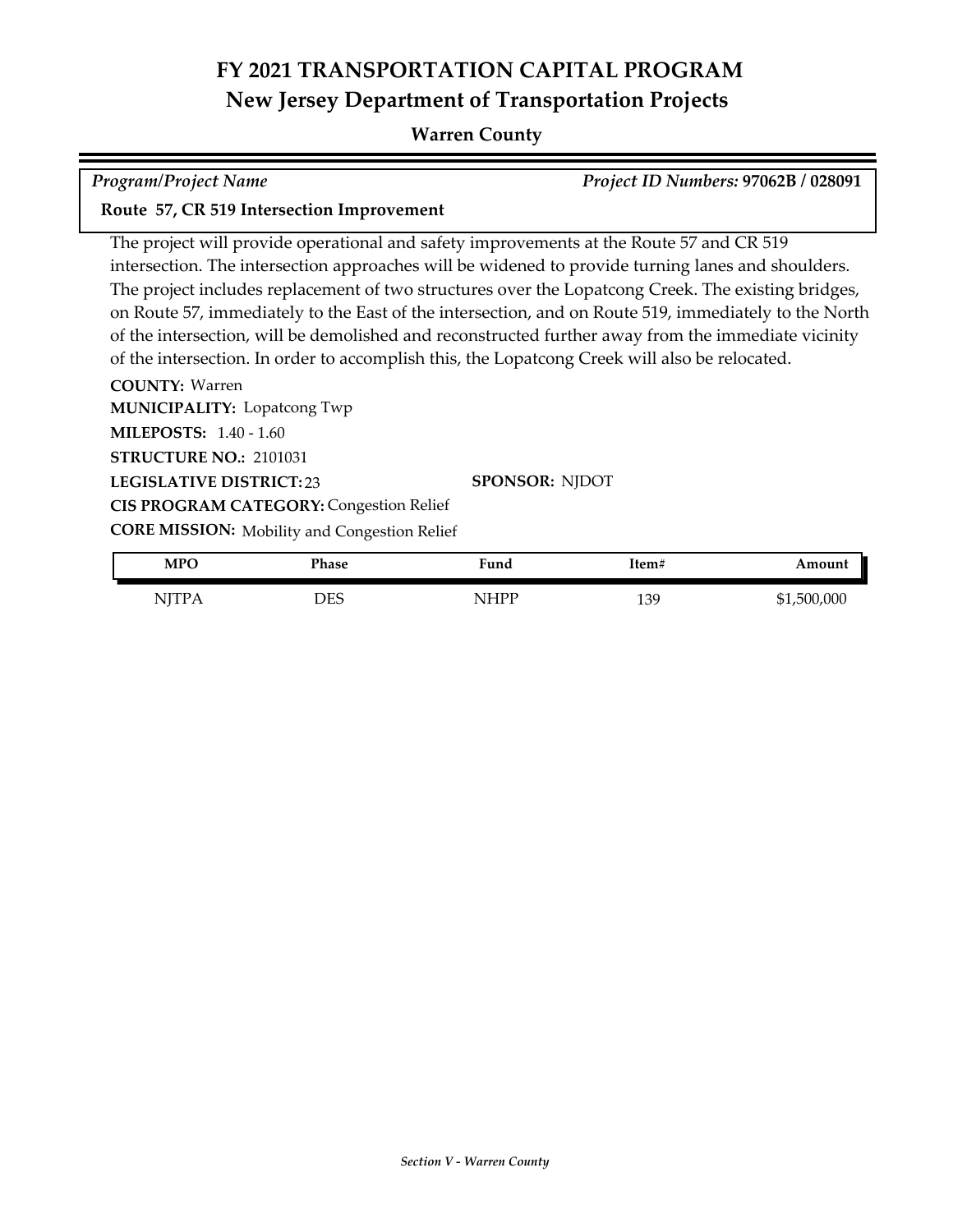# FY 2021 TRANSPORTATION CAPITAL PROGRAM
## New Jersey Department of Transportation Projects

### Warren County

*Program/Project Name* — *Project ID Numbers:* **97062B / 028091**

**Route 57, CR 519 Intersection Improvement**

The project will provide operational and safety improvements at the Route 57 and CR 519 intersection. The intersection approaches will be widened to provide turning lanes and shoulders. The project includes replacement of two structures over the Lopatcong Creek. The existing bridges, on Route 57, immediately to the East of the intersection, and on Route 519, immediately to the North of the intersection, will be demolished and reconstructed further away from the immediate vicinity of the intersection. In order to accomplish this, the Lopatcong Creek will also be relocated.

**COUNTY:** Warren
**MUNICIPALITY:** Lopatcong Twp
**MILEPOSTS:** 1.40 - 1.60
**STRUCTURE NO.:** 2101031
**LEGISLATIVE DISTRICT:** 23
**SPONSOR:** NJDOT
**CIS PROGRAM CATEGORY:** Congestion Relief
**CORE MISSION:** Mobility and Congestion Relief

| MPO | Phase | Fund | Item# | Amount |
|---|---|---|---|---|
| NJTPA | DES | NHPP | 139 | $1,500,000 |